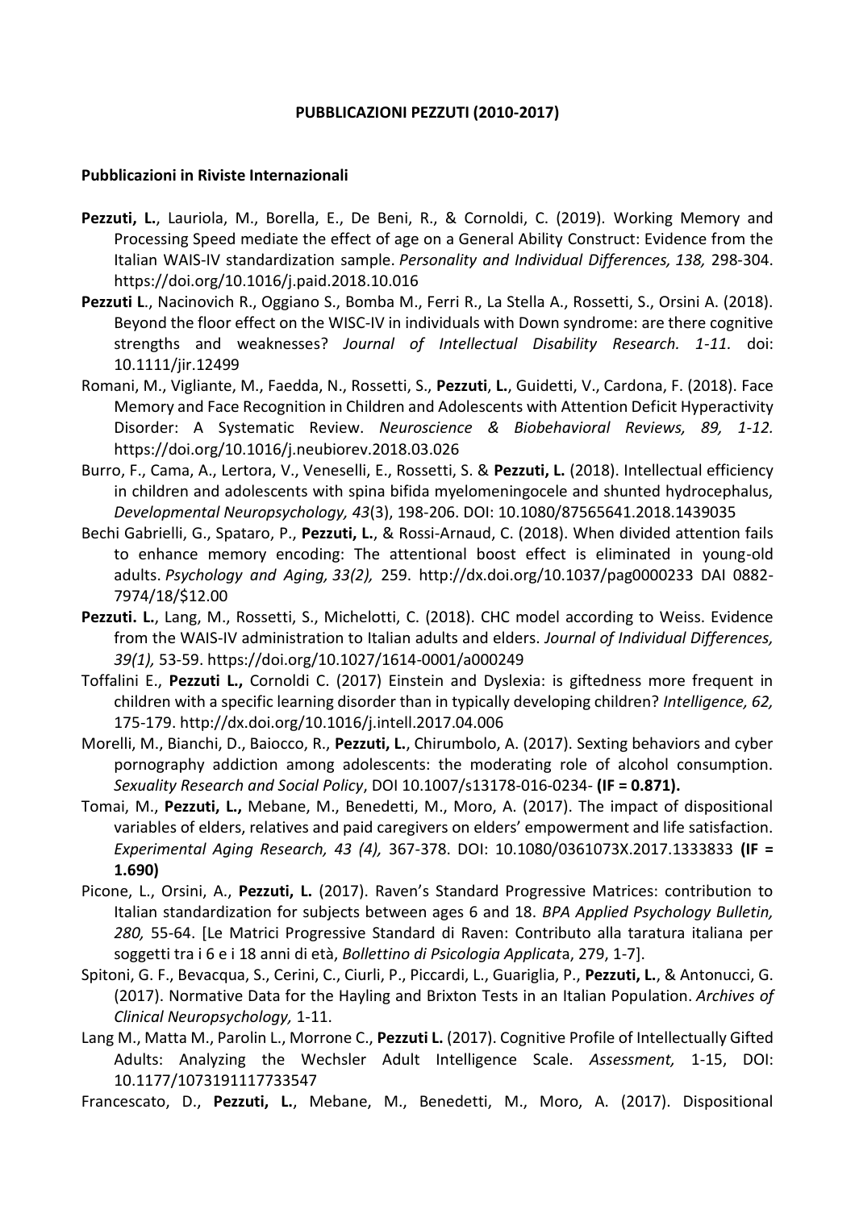**PUBBLICAZIONI PEZZUTI (2010-2017)**

**Pubblicazioni in Riviste Internazionali**

**Pezzuti, L.**, Lauriola, M., Borella, E., De Beni, R., & Cornoldi, C. (2019). Working Memory and Processing Speed mediate the effect of age on a General Ability Construct: Evidence from the Italian WAIS-IV standardization sample. *Personality and Individual Differences, 138,* 298-304. https://doi.org/10.1016/j.paid.2018.10.016

**Pezzuti L**., Nacinovich R., Oggiano S., Bomba M., Ferri R., La Stella A., Rossetti, S., Orsini A. (2018). Beyond the floor effect on the WISC-IV in individuals with Down syndrome: are there cognitive strengths and weaknesses? *Journal of Intellectual Disability Research. 1-11.* doi: 10.1111/jir.12499

Romani, M., Vigliante, M., Faedda, N., Rossetti, S., **Pezzuti**, **L.**, Guidetti, V., Cardona, F. (2018). Face Memory and Face Recognition in Children and Adolescents with Attention Deficit Hyperactivity Disorder: A Systematic Review. *Neuroscience & Biobehavioral Reviews, 89, 1-12.* https://doi.org/10.1016/j.neubiorev.2018.03.026

Burro, F., Cama, A., Lertora, V., Veneselli, E., Rossetti, S. & **Pezzuti, L.** (2018). Intellectual efficiency in children and adolescents with spina bifida myelomeningocele and shunted hydrocephalus, *Developmental Neuropsychology, 43*(3), 198-206. DOI: 10.1080/87565641.2018.1439035

Bechi Gabrielli, G., Spataro, P., **Pezzuti, L.**, & Rossi-Arnaud, C. (2018). When divided attention fails to enhance memory encoding: The attentional boost effect is eliminated in young-old adults. *Psychology and Aging, 33(2),* 259. http://dx.doi.org/10.1037/pag0000233 DAI 0882-7974/18/$12.00

**Pezzuti. L.**, Lang, M., Rossetti, S., Michelotti, C. (2018). CHC model according to Weiss. Evidence from the WAIS-IV administration to Italian adults and elders. *Journal of Individual Differences, 39(1),* 53-59. https://doi.org/10.1027/1614-0001/a000249

Toffalini E., **Pezzuti L.,** Cornoldi C. (2017) Einstein and Dyslexia: is giftedness more frequent in children with a specific learning disorder than in typically developing children? *Intelligence, 62,* 175-179. http://dx.doi.org/10.1016/j.intell.2017.04.006

Morelli, M., Bianchi, D., Baiocco, R., **Pezzuti, L.**, Chirumbolo, A. (2017). Sexting behaviors and cyber pornography addiction among adolescents: the moderating role of alcohol consumption. *Sexuality Research and Social Policy*, DOI 10.1007/s13178-016-0234- **(IF = 0.871).**

Tomai, M., **Pezzuti, L.,** Mebane, M., Benedetti, M., Moro, A. (2017). The impact of dispositional variables of elders, relatives and paid caregivers on elders' empowerment and life satisfaction. *Experimental Aging Research, 43 (4),* 367-378. DOI: 10.1080/0361073X.2017.1333833 **(IF = 1.690)**

Picone, L., Orsini, A., **Pezzuti, L.** (2017). Raven's Standard Progressive Matrices: contribution to Italian standardization for subjects between ages 6 and 18. *BPA Applied Psychology Bulletin, 280,* 55-64. [Le Matrici Progressive Standard di Raven: Contributo alla taratura italiana per soggetti tra i 6 e i 18 anni di età, *Bollettino di Psicologia Applicat*a, 279, 1-7].

Spitoni, G. F., Bevacqua, S., Cerini, C., Ciurli, P., Piccardi, L., Guariglia, P., **Pezzuti, L.**, & Antonucci, G. (2017). Normative Data for the Hayling and Brixton Tests in an Italian Population. *Archives of Clinical Neuropsychology,* 1-11.

Lang M., Matta M., Parolin L., Morrone C., **Pezzuti L.** (2017). Cognitive Profile of Intellectually Gifted Adults: Analyzing the Wechsler Adult Intelligence Scale. *Assessment,* 1-15, DOI: 10.1177/1073191117733547

Francescato, D., **Pezzuti, L.**, Mebane, M., Benedetti, M., Moro, A. (2017). Dispositional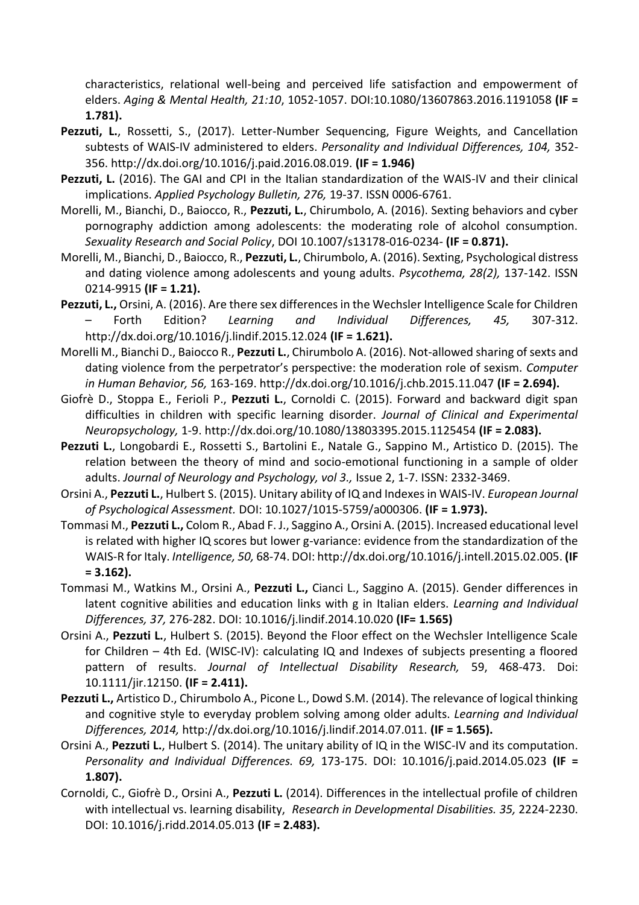characteristics, relational well-being and perceived life satisfaction and empowerment of elders. *Aging & Mental Health, 21:10*, 1052-1057. DOI:10.1080/13607863.2016.1191058 **(IF = 1.781).**

**Pezzuti, L.**, Rossetti, S., (2017). Letter-Number Sequencing, Figure Weights, and Cancellation subtests of WAIS-IV administered to elders. *Personality and Individual Differences, 104,* 352-356. http://dx.doi.org/10.1016/j.paid.2016.08.019. **(IF = 1.946)**

**Pezzuti, L.** (2016). The GAI and CPI in the Italian standardization of the WAIS-IV and their clinical implications. *Applied Psychology Bulletin, 276,* 19-37. ISSN 0006-6761.

Morelli, M., Bianchi, D., Baiocco, R., **Pezzuti, L.**, Chirumbolo, A. (2016). Sexting behaviors and cyber pornography addiction among adolescents: the moderating role of alcohol consumption. *Sexuality Research and Social Policy*, DOI 10.1007/s13178-016-0234- **(IF = 0.871).**

Morelli, M., Bianchi, D., Baiocco, R., **Pezzuti, L.**, Chirumbolo, A. (2016). Sexting, Psychological distress and dating violence among adolescents and young adults. *Psycothema, 28(2),* 137-142. ISSN 0214-9915 **(IF = 1.21).**

**Pezzuti, L.,** Orsini, A. (2016). Are there sex differences in the Wechsler Intelligence Scale for Children – Forth Edition? *Learning and Individual Differences, 45,* 307-312. http://dx.doi.org/10.1016/j.lindif.2015.12.024 **(IF = 1.621).**

Morelli M., Bianchi D., Baiocco R., **Pezzuti L.**, Chirumbolo A. (2016). Not-allowed sharing of sexts and dating violence from the perpetrator's perspective: the moderation role of sexism. *Computer in Human Behavior, 56,* 163-169. http://dx.doi.org/10.1016/j.chb.2015.11.047 **(IF = 2.694).**

Giofrè D., Stoppa E., Ferioli P., **Pezzuti L.**, Cornoldi C. (2015). Forward and backward digit span difficulties in children with specific learning disorder. *Journal of Clinical and Experimental Neuropsychology,* 1-9. http://dx.doi.org/10.1080/13803395.2015.1125454 **(IF = 2.083).**

**Pezzuti L.**, Longobardi E., Rossetti S., Bartolini E., Natale G., Sappino M., Artistico D. (2015). The relation between the theory of mind and socio-emotional functioning in a sample of older adults. *Journal of Neurology and Psychology, vol 3.,* Issue 2, 1-7. ISSN: 2332-3469.

Orsini A., **Pezzuti L.**, Hulbert S. (2015). Unitary ability of IQ and Indexes in WAIS-IV. *European Journal of Psychological Assessment.* DOI: 10.1027/1015-5759/a000306. **(IF = 1.973).**

Tommasi M., **Pezzuti L.,** Colom R., Abad F. J., Saggino A., Orsini A. (2015). Increased educational level is related with higher IQ scores but lower g-variance: evidence from the standardization of the WAIS-R for Italy. *Intelligence, 50,* 68-74. DOI: http://dx.doi.org/10.1016/j.intell.2015.02.005. **(IF = 3.162).**

Tommasi M., Watkins M., Orsini A., **Pezzuti L.,** Cianci L., Saggino A. (2015). Gender differences in latent cognitive abilities and education links with g in Italian elders. *Learning and Individual Differences, 37,* 276-282. DOI: 10.1016/j.lindif.2014.10.020 **(IF= 1.565)**

Orsini A., **Pezzuti L.**, Hulbert S. (2015). Beyond the Floor effect on the Wechsler Intelligence Scale for Children – 4th Ed. (WISC-IV): calculating IQ and Indexes of subjects presenting a floored pattern of results. *Journal of Intellectual Disability Research,* 59, 468-473. Doi: 10.1111/jir.12150. **(IF = 2.411).**

**Pezzuti L.,** Artistico D., Chirumbolo A., Picone L., Dowd S.M. (2014). The relevance of logical thinking and cognitive style to everyday problem solving among older adults. *Learning and Individual Differences, 2014,* http://dx.doi.org/10.1016/j.lindif.2014.07.011. **(IF = 1.565).**

Orsini A., **Pezzuti L.**, Hulbert S. (2014). The unitary ability of IQ in the WISC-IV and its computation. *Personality and Individual Differences. 69,* 173-175. DOI: 10.1016/j.paid.2014.05.023 **(IF = 1.807).**

Cornoldi, C., Giofrè D., Orsini A., **Pezzuti L.** (2014). Differences in the intellectual profile of children with intellectual vs. learning disability, *Research in Developmental Disabilities. 35,* 2224-2230. DOI: 10.1016/j.ridd.2014.05.013 **(IF = 2.483).**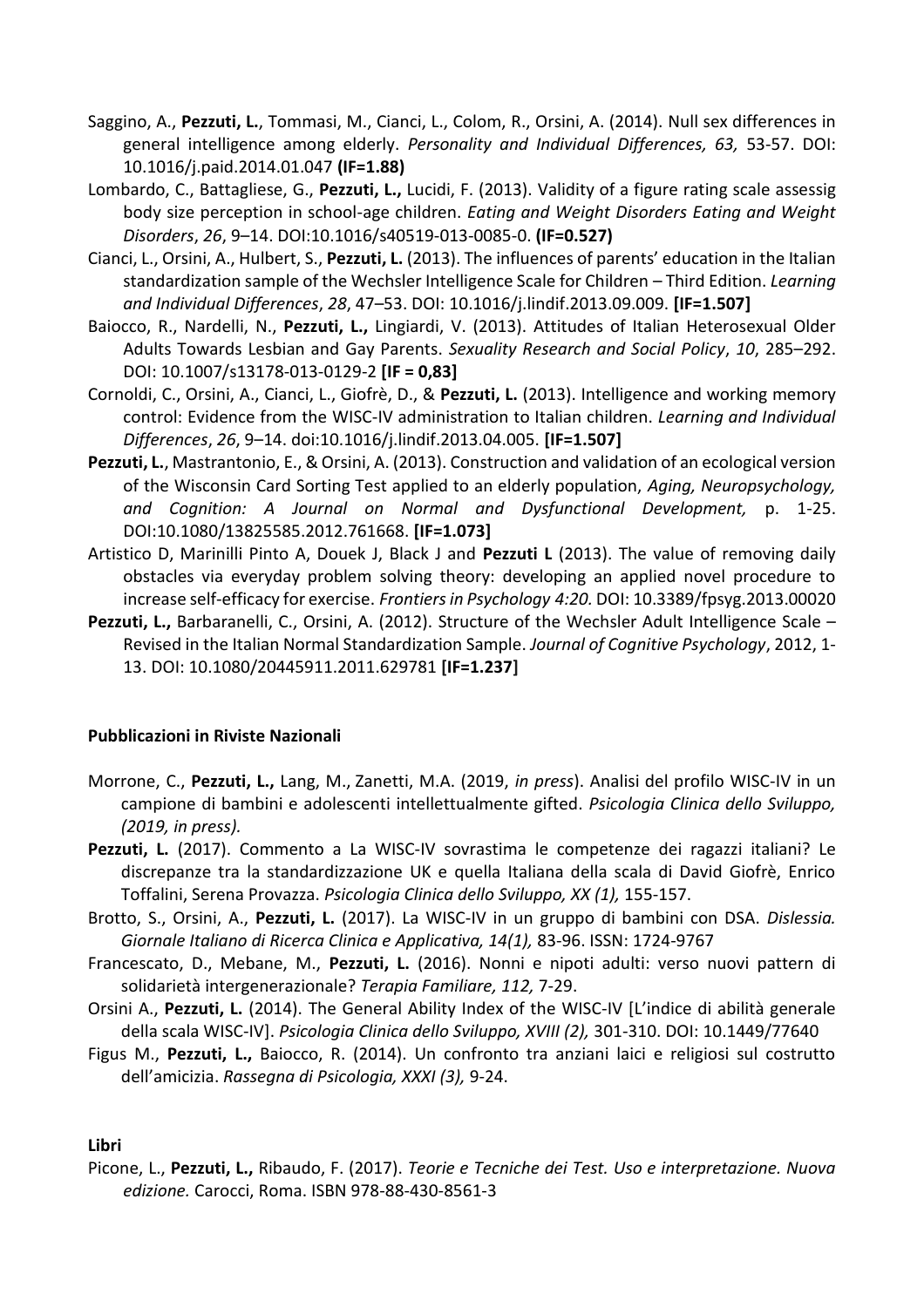Saggino, A., **Pezzuti, L.**, Tommasi, M., Cianci, L., Colom, R., Orsini, A. (2014). Null sex differences in general intelligence among elderly. *Personality and Individual Differences, 63,* 53-57. DOI: 10.1016/j.paid.2014.01.047 **(IF=1.88)**

Lombardo, C., Battagliese, G., **Pezzuti, L.,** Lucidi, F. (2013). Validity of a figure rating scale assessig body size perception in school-age children. *Eating and Weight Disorders Eating and Weight Disorders*, *26*, 9–14. DOI:10.1016/s40519-013-0085-0. **(IF=0.527)**

Cianci, L., Orsini, A., Hulbert, S., **Pezzuti, L.** (2013). The influences of parents' education in the Italian standardization sample of the Wechsler Intelligence Scale for Children – Third Edition. *Learning and Individual Differences*, *28*, 47–53. DOI: 10.1016/j.lindif.2013.09.009. **[IF=1.507]**

Baiocco, R., Nardelli, N., **Pezzuti, L.,** Lingiardi, V. (2013). Attitudes of Italian Heterosexual Older Adults Towards Lesbian and Gay Parents. *Sexuality Research and Social Policy*, *10*, 285–292. DOI: 10.1007/s13178-013-0129-2 **[IF = 0,83]**

Cornoldi, C., Orsini, A., Cianci, L., Giofrè, D., & **Pezzuti, L.** (2013). Intelligence and working memory control: Evidence from the WISC-IV administration to Italian children. *Learning and Individual Differences*, *26*, 9–14. doi:10.1016/j.lindif.2013.04.005. **[IF=1.507]**

**Pezzuti, L.**, Mastrantonio, E., & Orsini, A. (2013). Construction and validation of an ecological version of the Wisconsin Card Sorting Test applied to an elderly population, *Aging, Neuropsychology, and Cognition: A Journal on Normal and Dysfunctional Development,* p. 1-25. DOI:10.1080/13825585.2012.761668. **[IF=1.073]**

Artistico D, Marinilli Pinto A, Douek J, Black J and **Pezzuti L** (2013). The value of removing daily obstacles via everyday problem solving theory: developing an applied novel procedure to increase self-efficacy for exercise. *Frontiers in Psychology 4:20.* DOI: 10.3389/fpsyg.2013.00020

**Pezzuti, L.,** Barbaranelli, C., Orsini, A. (2012). Structure of the Wechsler Adult Intelligence Scale – Revised in the Italian Normal Standardization Sample. *Journal of Cognitive Psychology*, 2012, 1-13. DOI: 10.1080/20445911.2011.629781 **[IF=1.237]**

**Pubblicazioni in Riviste Nazionali**

Morrone, C., **Pezzuti, L.,** Lang, M., Zanetti, M.A. (2019, *in press*). Analisi del profilo WISC-IV in un campione di bambini e adolescenti intellettualmente gifted. *Psicologia Clinica dello Sviluppo, (2019, in press).*

**Pezzuti, L.** (2017). Commento a La WISC-IV sovrastima le competenze dei ragazzi italiani? Le discrepanze tra la standardizzazione UK e quella Italiana della scala di David Giofrè, Enrico Toffalini, Serena Provazza. *Psicologia Clinica dello Sviluppo, XX (1),* 155-157.

Brotto, S., Orsini, A., **Pezzuti, L.** (2017). La WISC-IV in un gruppo di bambini con DSA. *Dislessia. Giornale Italiano di Ricerca Clinica e Applicativa, 14(1),* 83-96. ISSN: 1724-9767

Francescato, D., Mebane, M., **Pezzuti, L.** (2016). Nonni e nipoti adulti: verso nuovi pattern di solidarietà intergenerazionale? *Terapia Familiare, 112,* 7-29.

Orsini A., **Pezzuti, L.** (2014). The General Ability Index of the WISC-IV [L'indice di abilità generale della scala WISC-IV]. *Psicologia Clinica dello Sviluppo, XVIII (2),* 301-310. DOI: 10.1449/77640

Figus M., **Pezzuti, L.,** Baiocco, R. (2014). Un confronto tra anziani laici e religiosi sul costrutto dell'amicizia. *Rassegna di Psicologia, XXXI (3),* 9-24.

**Libri**

Picone, L., **Pezzuti, L.,** Ribaudo, F. (2017). *Teorie e Tecniche dei Test. Uso e interpretazione. Nuova edizione.* Carocci, Roma. ISBN 978-88-430-8561-3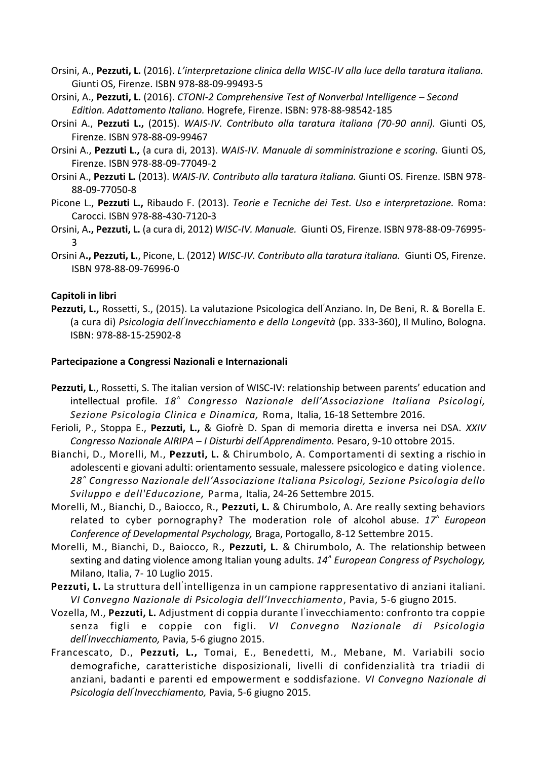Orsini, A., **Pezzuti, L.** (2016). *L'interpretazione clinica della WISC-IV alla luce della taratura italiana.* Giunti OS, Firenze. ISBN 978-88-09-99493-5

Orsini, A., **Pezzuti, L.** (2016). *CTONI-2 Comprehensive Test of Nonverbal Intelligence – Second Edition. Adattamento Italiano.* Hogrefe, Firenze. ISBN: 978-88-98542-185

Orsini A., **Pezzuti L.,** (2015). *WAIS-IV. Contributo alla taratura italiana (70-90 anni).* Giunti OS, Firenze. ISBN 978-88-09-99467

Orsini A., **Pezzuti L.,** (a cura di, 2013). *WAIS-IV. Manuale di somministrazione e scoring.* Giunti OS, Firenze. ISBN 978-88-09-77049-2

Orsini A., **Pezzuti L.** (2013). *WAIS-IV. Contributo alla taratura italiana.* Giunti OS. Firenze. ISBN 978-88-09-77050-8

Picone L., **Pezzuti L.,** Ribaudo F. (2013). *Teorie e Tecniche dei Test. Uso e interpretazione.* Roma: Carocci. ISBN 978-88-430-7120-3

Orsini, A**., Pezzuti, L.** (a cura di, 2012) *WISC-IV. Manuale.* Giunti OS, Firenze. ISBN 978-88-09-76995-3

Orsini A**., Pezzuti, L.**, Picone, L. (2012) *WISC-IV. Contributo alla taratura italiana.* Giunti OS, Firenze. ISBN 978-88-09-76996-0

**Capitoli in libri**

**Pezzuti, L.,** Rossetti, S., (2015). La valutazione Psicologica dell'Anziano. In, De Beni, R. & Borella E. (a cura di) *Psicologia dell'Invecchiamento e della Longevità* (pp. 333-360), Il Mulino, Bologna. ISBN: 978-88-15-25902-8

**Partecipazione a Congressi Nazionali e Internazionali**

**Pezzuti, L.**, Rossetti, S. The italian version of WISC-IV: relationship between parents' education and intellectual profile. *18^ Congresso Nazionale dell'Associazione Italiana Psicologi, Sezione Psicologia Clinica e Dinamica,* Roma, Italia, 16-18 Settembre 2016.

Ferioli, P., Stoppa E., **Pezzuti, L.,** & Giofrè D. Span di memoria diretta e inversa nei DSA. *XXIV Congresso Nazionale AIRIPA – I Disturbi dell'Apprendimento.* Pesaro, 9-10 ottobre 2015.

Bianchi, D., Morelli, M., **Pezzuti, L.** & Chirumbolo, A. Comportamenti di sexting a rischio in adolescenti e giovani adulti: orientamento sessuale, malessere psicologico e dating violence. *28^ Congresso Nazionale dell'Associazione Italiana Psicologi, Sezione Psicologia dello Sviluppo e dell'Educazione,* Parma, Italia, 24-26 Settembre 2015.

Morelli, M., Bianchi, D., Baiocco, R., **Pezzuti, L.** & Chirumbolo, A. Are really sexting behaviors related to cyber pornography? The moderation role of alcohol abuse. *17^ European Conference of Developmental Psychology,* Braga, Portogallo, 8-12 Settembre 2015.

Morelli, M., Bianchi, D., Baiocco, R., **Pezzuti, L.** & Chirumbolo, A. The relationship between sexting and dating violence among Italian young adults. *14^ European Congress of Psychology,* Milano, Italia, 7- 10 Luglio 2015.

**Pezzuti, L.** La struttura dell'intelligenza in un campione rappresentativo di anziani italiani. *VI Convegno Nazionale di Psicologia dell'Invecchiamento*, Pavia, 5-6 giugno 2015.

Vozella, M., **Pezzuti, L.** Adjustment di coppia durante l'invecchiamento: confronto tra coppie senza figli e coppie con figli. *VI Convegno Nazionale di Psicologia dell'Invecchiamento,* Pavia, 5-6 giugno 2015.

Francescato, D., **Pezzuti, L.,** Tomai, E., Benedetti, M., Mebane, M. Variabili socio demografiche, caratteristiche disposizionali, livelli di confidenzialità tra triadii di anziani, badanti e parenti ed empowerment e soddisfazione. *VI Convegno Nazionale di Psicologia dell'Invecchiamento,* Pavia, 5-6 giugno 2015.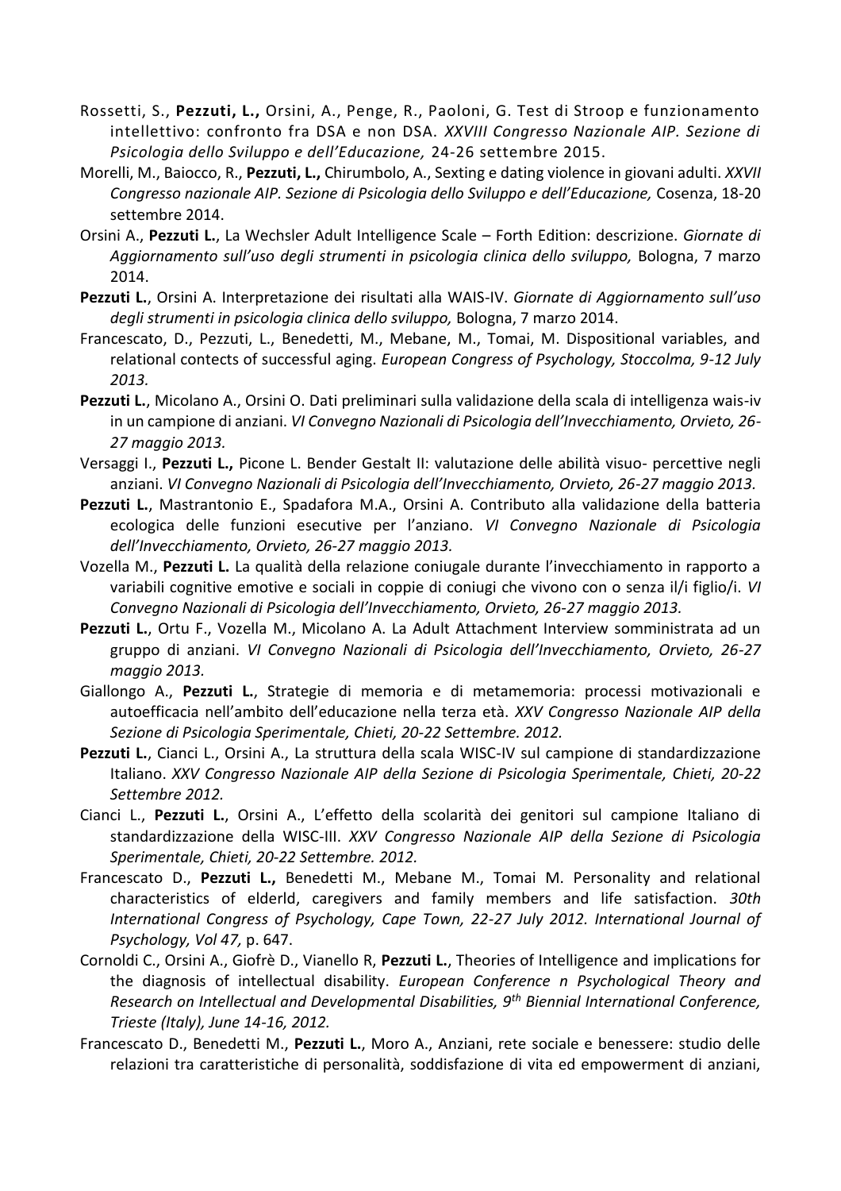Rossetti, S., **Pezzuti, L.,** Orsini, A., Penge, R., Paoloni, G. Test di Stroop e funzionamento intellettivo: confronto fra DSA e non DSA. *XXVIII Congresso Nazionale AIP. Sezione di Psicologia dello Sviluppo e dell'Educazione,* 24-26 settembre 2015.

Morelli, M., Baiocco, R., **Pezzuti, L.,** Chirumbolo, A., Sexting e dating violence in giovani adulti. *XXVII Congresso nazionale AIP. Sezione di Psicologia dello Sviluppo e dell'Educazione,* Cosenza, 18-20 settembre 2014.

Orsini A., **Pezzuti L.**, La Wechsler Adult Intelligence Scale – Forth Edition: descrizione. *Giornate di Aggiornamento sull'uso degli strumenti in psicologia clinica dello sviluppo,* Bologna, 7 marzo 2014.

**Pezzuti L.**, Orsini A. Interpretazione dei risultati alla WAIS-IV. *Giornate di Aggiornamento sull'uso degli strumenti in psicologia clinica dello sviluppo,* Bologna, 7 marzo 2014.

Francescato, D., Pezzuti, L., Benedetti, M., Mebane, M., Tomai, M. Dispositional variables, and relational contects of successful aging. *European Congress of Psychology, Stoccolma, 9-12 July 2013.*

**Pezzuti L.**, Micolano A., Orsini O. Dati preliminari sulla validazione della scala di intelligenza wais-iv in un campione di anziani. *VI Convegno Nazionali di Psicologia dell'Invecchiamento, Orvieto, 26-27 maggio 2013.*

Versaggi I., **Pezzuti L.,** Picone L. Bender Gestalt II: valutazione delle abilità visuo- percettive negli anziani. *VI Convegno Nazionali di Psicologia dell'Invecchiamento, Orvieto, 26-27 maggio 2013.*

**Pezzuti L.**, Mastrantonio E., Spadafora M.A., Orsini A. Contributo alla validazione della batteria ecologica delle funzioni esecutive per l'anziano. *VI Convegno Nazionale di Psicologia dell'Invecchiamento, Orvieto, 26-27 maggio 2013.*

Vozella M., **Pezzuti L.** La qualità della relazione coniugale durante l'invecchiamento in rapporto a variabili cognitive emotive e sociali in coppie di coniugi che vivono con o senza il/i figlio/i. *VI Convegno Nazionali di Psicologia dell'Invecchiamento, Orvieto, 26-27 maggio 2013.*

**Pezzuti L.**, Ortu F., Vozella M., Micolano A. La Adult Attachment Interview somministrata ad un gruppo di anziani. *VI Convegno Nazionali di Psicologia dell'Invecchiamento, Orvieto, 26-27 maggio 2013.*

Giallongo A., **Pezzuti L.**, Strategie di memoria e di metamemoria: processi motivazionali e autoefficacia nell'ambito dell'educazione nella terza età. *XXV Congresso Nazionale AIP della Sezione di Psicologia Sperimentale, Chieti, 20-22 Settembre. 2012.*

**Pezzuti L.**, Cianci L., Orsini A., La struttura della scala WISC-IV sul campione di standardizzazione Italiano. *XXV Congresso Nazionale AIP della Sezione di Psicologia Sperimentale, Chieti, 20-22 Settembre 2012.*

Cianci L., **Pezzuti L.**, Orsini A., L'effetto della scolarità dei genitori sul campione Italiano di standardizzazione della WISC-III. *XXV Congresso Nazionale AIP della Sezione di Psicologia Sperimentale, Chieti, 20-22 Settembre. 2012.*

Francescato D., **Pezzuti L.,** Benedetti M., Mebane M., Tomai M. Personality and relational characteristics of elderld, caregivers and family members and life satisfaction. *30th International Congress of Psychology, Cape Town, 22-27 July 2012. International Journal of Psychology, Vol 47,* p. 647.

Cornoldi C., Orsini A., Giofrè D., Vianello R, **Pezzuti L.**, Theories of Intelligence and implications for the diagnosis of intellectual disability. *European Conference n Psychological Theory and Research on Intellectual and Developmental Disabilities, 9th Biennial International Conference, Trieste (Italy), June 14-16, 2012.*

Francescato D., Benedetti M., **Pezzuti L.**, Moro A., Anziani, rete sociale e benessere: studio delle relazioni tra caratteristiche di personalità, soddisfazione di vita ed empowerment di anziani,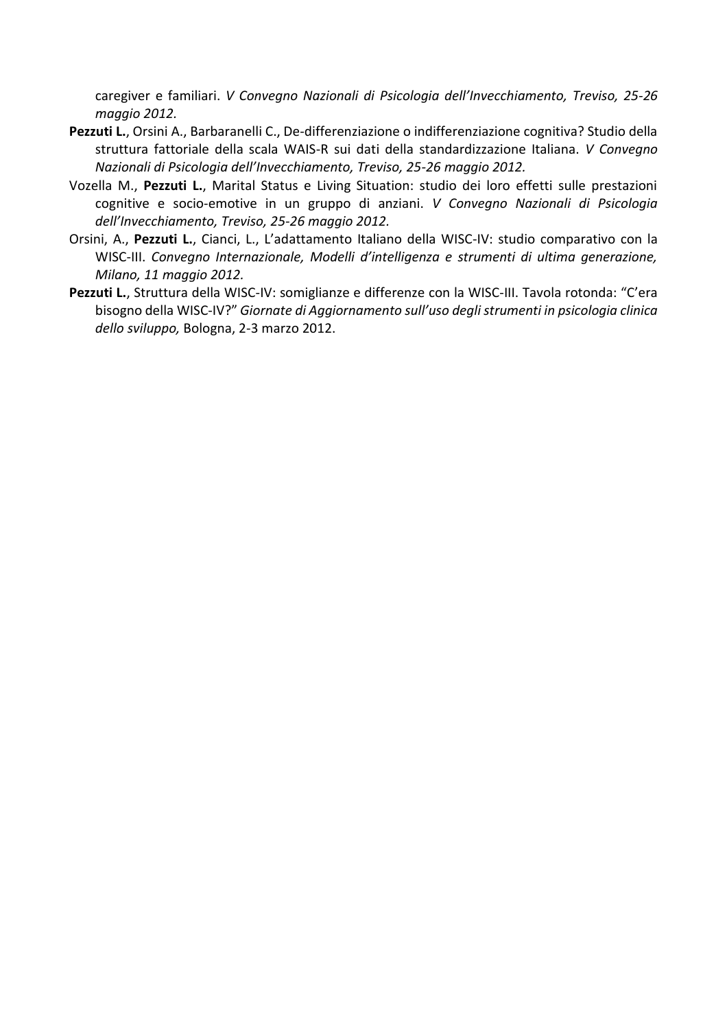caregiver e familiari. *V Convegno Nazionali di Psicologia dell'Invecchiamento, Treviso, 25-26 maggio 2012.*

**Pezzuti L.**, Orsini A., Barbaranelli C., De-differenziazione o indifferenziazione cognitiva? Studio della struttura fattoriale della scala WAIS-R sui dati della standardizzazione Italiana. *V Convegno Nazionali di Psicologia dell'Invecchiamento, Treviso, 25-26 maggio 2012.*

Vozella M., **Pezzuti L.**, Marital Status e Living Situation: studio dei loro effetti sulle prestazioni cognitive e socio-emotive in un gruppo di anziani. *V Convegno Nazionali di Psicologia dell'Invecchiamento, Treviso, 25-26 maggio 2012.*

Orsini, A., **Pezzuti L.**, Cianci, L., L'adattamento Italiano della WISC-IV: studio comparativo con la WISC-III. *Convegno Internazionale, Modelli d'intelligenza e strumenti di ultima generazione, Milano, 11 maggio 2012.*

**Pezzuti L.**, Struttura della WISC-IV: somiglianze e differenze con la WISC-III. Tavola rotonda: "C'era bisogno della WISC-IV?" *Giornate di Aggiornamento sull'uso degli strumenti in psicologia clinica dello sviluppo,* Bologna, 2-3 marzo 2012.